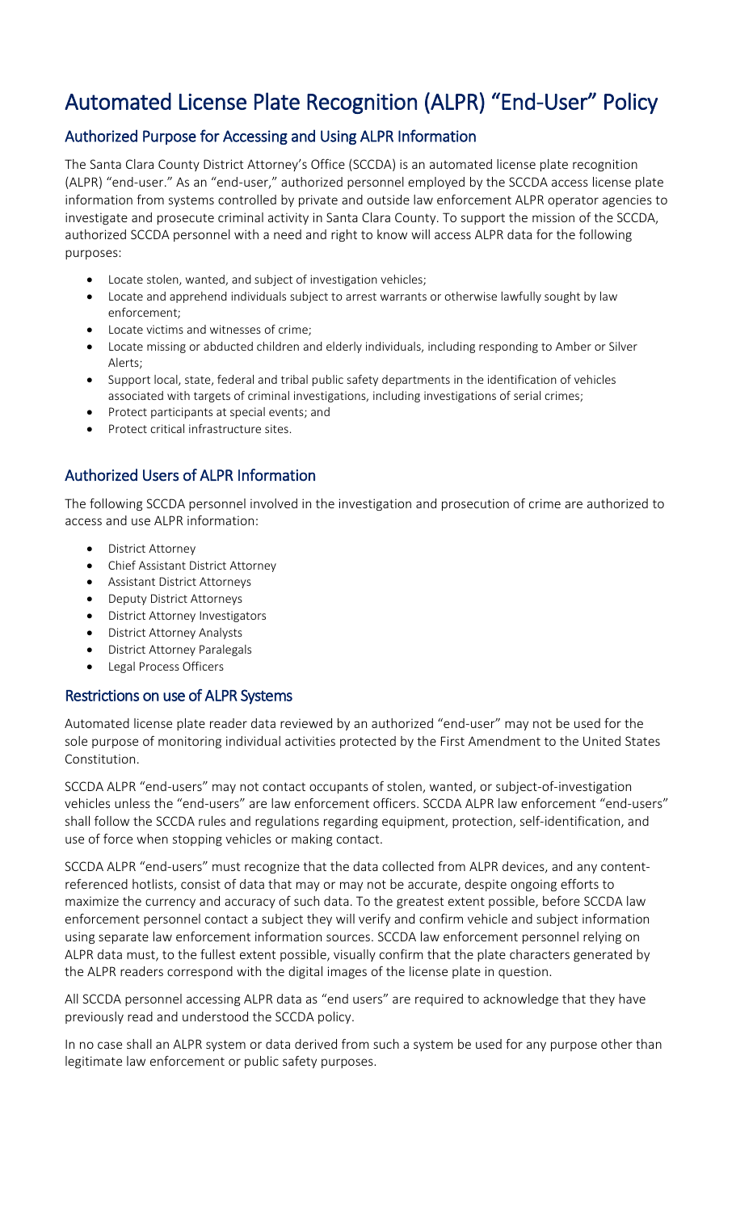# Automated License Plate Recognition (ALPR) "End-User" Policy

## Authorized Purpose for Accessing and Using ALPR Information

The Santa Clara County District Attorney's Office (SCCDA) is an automated license plate recognition (ALPR) "end-user." As an "end-user," authorized personnel employed by the SCCDA access license plate information from systems controlled by private and outside law enforcement ALPR operator agencies to investigate and prosecute criminal activity in Santa Clara County. To support the mission of the SCCDA, authorized SCCDA personnel with a need and right to know will access ALPR data for the following purposes:

- Locate stolen, wanted, and subject of investigation vehicles;
- Locate and apprehend individuals subject to arrest warrants or otherwise lawfully sought by law enforcement;
- Locate victims and witnesses of crime;
- Locate missing or abducted children and elderly individuals, including responding to Amber or Silver Alerts;
- Support local, state, federal and tribal public safety departments in the identification of vehicles associated with targets of criminal investigations, including investigations of serial crimes;
- Protect participants at special events; and
- Protect critical infrastructure sites.

## Authorized Users of ALPR Information

The following SCCDA personnel involved in the investigation and prosecution of crime are authorized to access and use ALPR information:

- District Attorney
- Chief Assistant District Attorney
- Assistant District Attorneys
- Deputy District Attorneys
- District Attorney Investigators
- District Attorney Analysts
- District Attorney Paralegals
- Legal Process Officers

## Restrictions on use of ALPR Systems

Automated license plate reader data reviewed by an authorized "end-user" may not be used for the sole purpose of monitoring individual activities protected by the First Amendment to the United States Constitution.

SCCDA ALPR "end-users" may not contact occupants of stolen, wanted, or subject-of-investigation vehicles unless the "end-users" are law enforcement officers. SCCDA ALPR law enforcement "end-users" shall follow the SCCDA rules and regulations regarding equipment, protection, self-identification, and use of force when stopping vehicles or making contact.

SCCDA ALPR "end-users" must recognize that the data collected from ALPR devices, and any content-referenced hotlists, consist of data that may or may not be accurate, despite ongoing efforts to maximize the currency and accuracy of such data. To the greatest extent possible, before SCCDA law enforcement personnel contact a subject they will verify and confirm vehicle and subject information using separate law enforcement information sources. SCCDA law enforcement personnel relying on ALPR data must, to the fullest extent possible, visually confirm that the plate characters generated by the ALPR readers correspond with the digital images of the license plate in question.

All SCCDA personnel accessing ALPR data as "end users" are required to acknowledge that they have previously read and understood the SCCDA policy.

In no case shall an ALPR system or data derived from such a system be used for any purpose other than legitimate law enforcement or public safety purposes.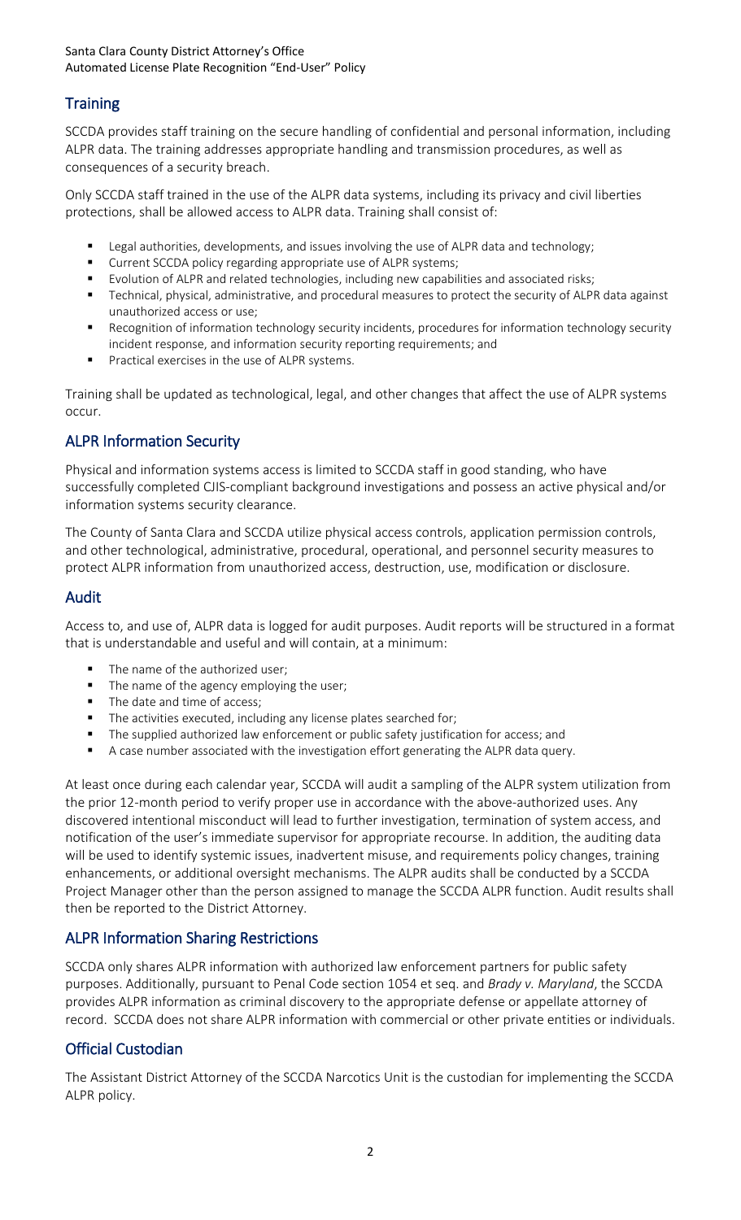## Training

SCCDA provides staff training on the secure handling of confidential and personal information, including ALPR data. The training addresses appropriate handling and transmission procedures, as well as consequences of a security breach.

Only SCCDA staff trained in the use of the ALPR data systems, including its privacy and civil liberties protections, shall be allowed access to ALPR data. Training shall consist of:

- Legal authorities, developments, and issues involving the use of ALPR data and technology;
- Current SCCDA policy regarding appropriate use of ALPR systems;
- Evolution of ALPR and related technologies, including new capabilities and associated risks;
- Technical, physical, administrative, and procedural measures to protect the security of ALPR data against unauthorized access or use;
- Recognition of information technology security incidents, procedures for information technology security incident response, and information security reporting requirements; and
- Practical exercises in the use of ALPR systems.

Training shall be updated as technological, legal, and other changes that affect the use of ALPR systems occur.

## ALPR Information Security

Physical and information systems access is limited to SCCDA staff in good standing, who have successfully completed CJIS-compliant background investigations and possess an active physical and/or information systems security clearance.

The County of Santa Clara and SCCDA utilize physical access controls, application permission controls, and other technological, administrative, procedural, operational, and personnel security measures to protect ALPR information from unauthorized access, destruction, use, modification or disclosure.

## Audit

Access to, and use of, ALPR data is logged for audit purposes. Audit reports will be structured in a format that is understandable and useful and will contain, at a minimum:

- The name of the authorized user;
- The name of the agency employing the user;
- The date and time of access;
- The activities executed, including any license plates searched for;
- The supplied authorized law enforcement or public safety justification for access; and
- A case number associated with the investigation effort generating the ALPR data query.

At least once during each calendar year, SCCDA will audit a sampling of the ALPR system utilization from the prior 12-month period to verify proper use in accordance with the above-authorized uses. Any discovered intentional misconduct will lead to further investigation, termination of system access, and notification of the user's immediate supervisor for appropriate recourse. In addition, the auditing data will be used to identify systemic issues, inadvertent misuse, and requirements policy changes, training enhancements, or additional oversight mechanisms. The ALPR audits shall be conducted by a SCCDA Project Manager other than the person assigned to manage the SCCDA ALPR function. Audit results shall then be reported to the District Attorney.

## ALPR Information Sharing Restrictions

SCCDA only shares ALPR information with authorized law enforcement partners for public safety purposes. Additionally, pursuant to Penal Code section 1054 et seq. and *Brady v. Maryland*, the SCCDA provides ALPR information as criminal discovery to the appropriate defense or appellate attorney of record. SCCDA does not share ALPR information with commercial or other private entities or individuals.

## Official Custodian

The Assistant District Attorney of the SCCDA Narcotics Unit is the custodian for implementing the SCCDA ALPR policy.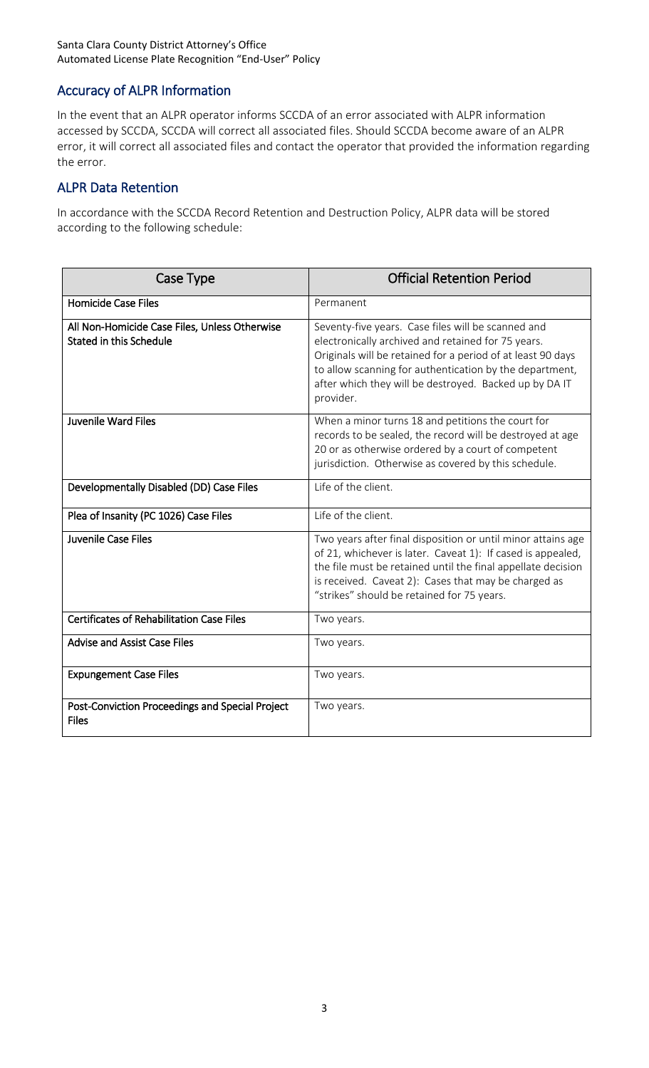## Accuracy of ALPR Information

In the event that an ALPR operator informs SCCDA of an error associated with ALPR information accessed by SCCDA, SCCDA will correct all associated files. Should SCCDA become aware of an ALPR error, it will correct all associated files and contact the operator that provided the information regarding the error.

## ALPR Data Retention

In accordance with the SCCDA Record Retention and Destruction Policy, ALPR data will be stored according to the following schedule:

| Case Type | Official Retention Period |
|---|---|
| **Homicide Case Files** | Permanent |
| **All Non-Homicide Case Files, Unless Otherwise Stated in this Schedule** | Seventy-five years. Case files will be scanned and electronically archived and retained for 75 years. Originals will be retained for a period of at least 90 days to allow scanning for authentication by the department, after which they will be destroyed. Backed up by DA IT provider. |
| **Juvenile Ward Files** | When a minor turns 18 and petitions the court for records to be sealed, the record will be destroyed at age 20 or as otherwise ordered by a court of competent jurisdiction. Otherwise as covered by this schedule. |
| **Developmentally Disabled (DD) Case Files** | Life of the client. |
| **Plea of Insanity (PC 1026) Case Files** | Life of the client. |
| **Juvenile Case Files** | Two years after final disposition or until minor attains age of 21, whichever is later. Caveat 1): If cased is appealed, the file must be retained until the final appellate decision is received. Caveat 2): Cases that may be charged as "strikes" should be retained for 75 years. |
| **Certificates of Rehabilitation Case Files** | Two years. |
| **Advise and Assist Case Files** | Two years. |
| **Expungement Case Files** | Two years. |
| **Post-Conviction Proceedings and Special Project Files** | Two years. |